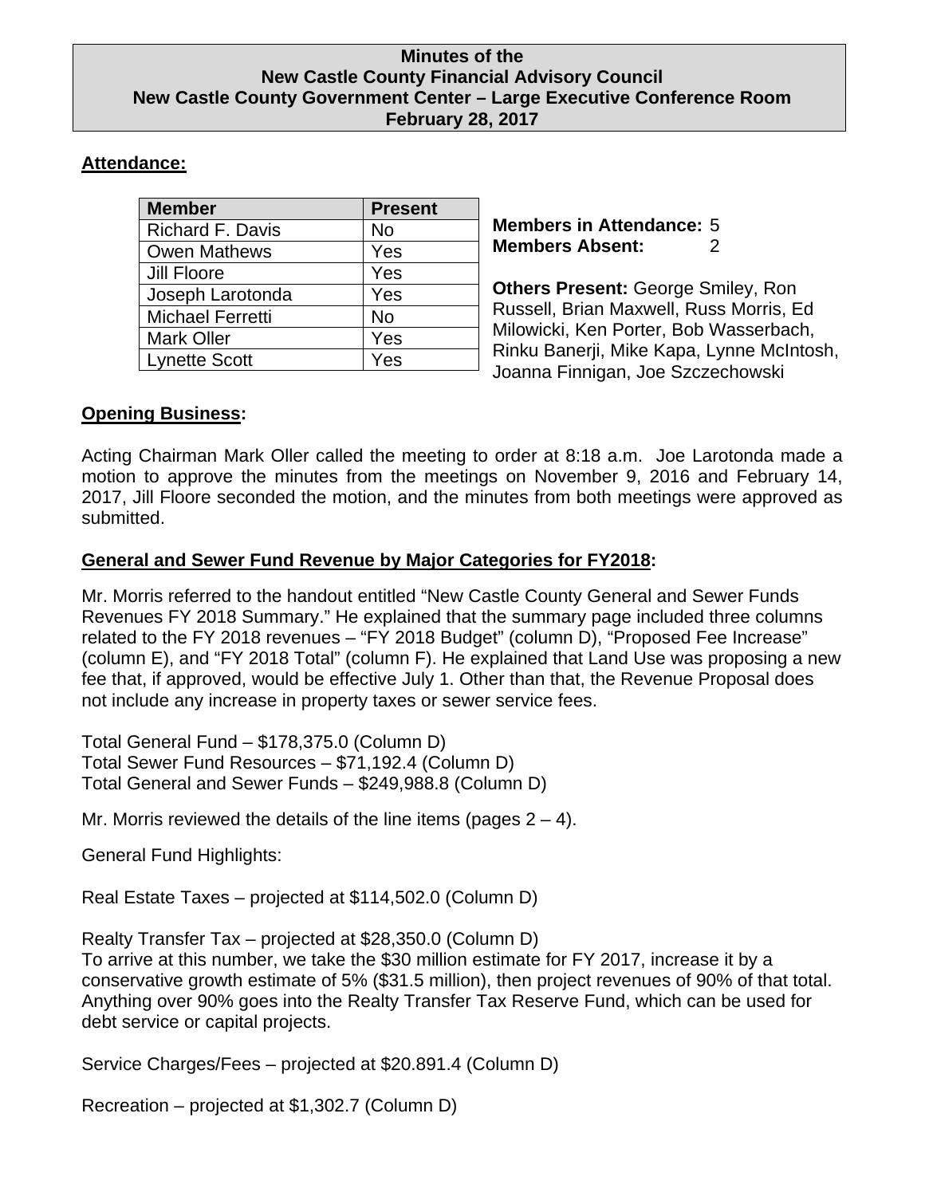# Minutes of the
# New Castle County Financial Advisory Council
# New Castle County Government Center – Large Executive Conference Room
# February 28, 2017

**Attendance:**

| Member | Present |
|---|---|
| Richard F. Davis | No |
| Owen Mathews | Yes |
| Jill Floore | Yes |
| Joseph Larotonda | Yes |
| Michael Ferretti | No |
| Mark Oller | Yes |
| Lynette Scott | Yes |

**Members in Attendance:** 5
**Members Absent:** 2

**Others Present:** George Smiley, Ron Russell, Brian Maxwell, Russ Morris, Ed Milowicki, Ken Porter, Bob Wasserbach, Rinku Banerji, Mike Kapa, Lynne McIntosh, Joanna Finnigan, Joe Szczechowski

**Opening Business:**

Acting Chairman Mark Oller called the meeting to order at 8:18 a.m. Joe Larotonda made a motion to approve the minutes from the meetings on November 9, 2016 and February 14, 2017, Jill Floore seconded the motion, and the minutes from both meetings were approved as submitted.

**General and Sewer Fund Revenue by Major Categories for FY2018:**

Mr. Morris referred to the handout entitled "New Castle County General and Sewer Funds Revenues FY 2018 Summary." He explained that the summary page included three columns related to the FY 2018 revenues – "FY 2018 Budget" (column D), "Proposed Fee Increase" (column E), and "FY 2018 Total" (column F). He explained that Land Use was proposing a new fee that, if approved, would be effective July 1. Other than that, the Revenue Proposal does not include any increase in property taxes or sewer service fees.

Total General Fund – $178,375.0 (Column D)
Total Sewer Fund Resources – $71,192.4 (Column D)
Total General and Sewer Funds – $249,988.8 (Column D)

Mr. Morris reviewed the details of the line items (pages 2 – 4).

General Fund Highlights:

Real Estate Taxes – projected at $114,502.0 (Column D)

Realty Transfer Tax – projected at $28,350.0 (Column D)
To arrive at this number, we take the $30 million estimate for FY 2017, increase it by a conservative growth estimate of 5% ($31.5 million), then project revenues of 90% of that total. Anything over 90% goes into the Realty Transfer Tax Reserve Fund, which can be used for debt service or capital projects.

Service Charges/Fees – projected at $20.891.4 (Column D)

Recreation – projected at $1,302.7 (Column D)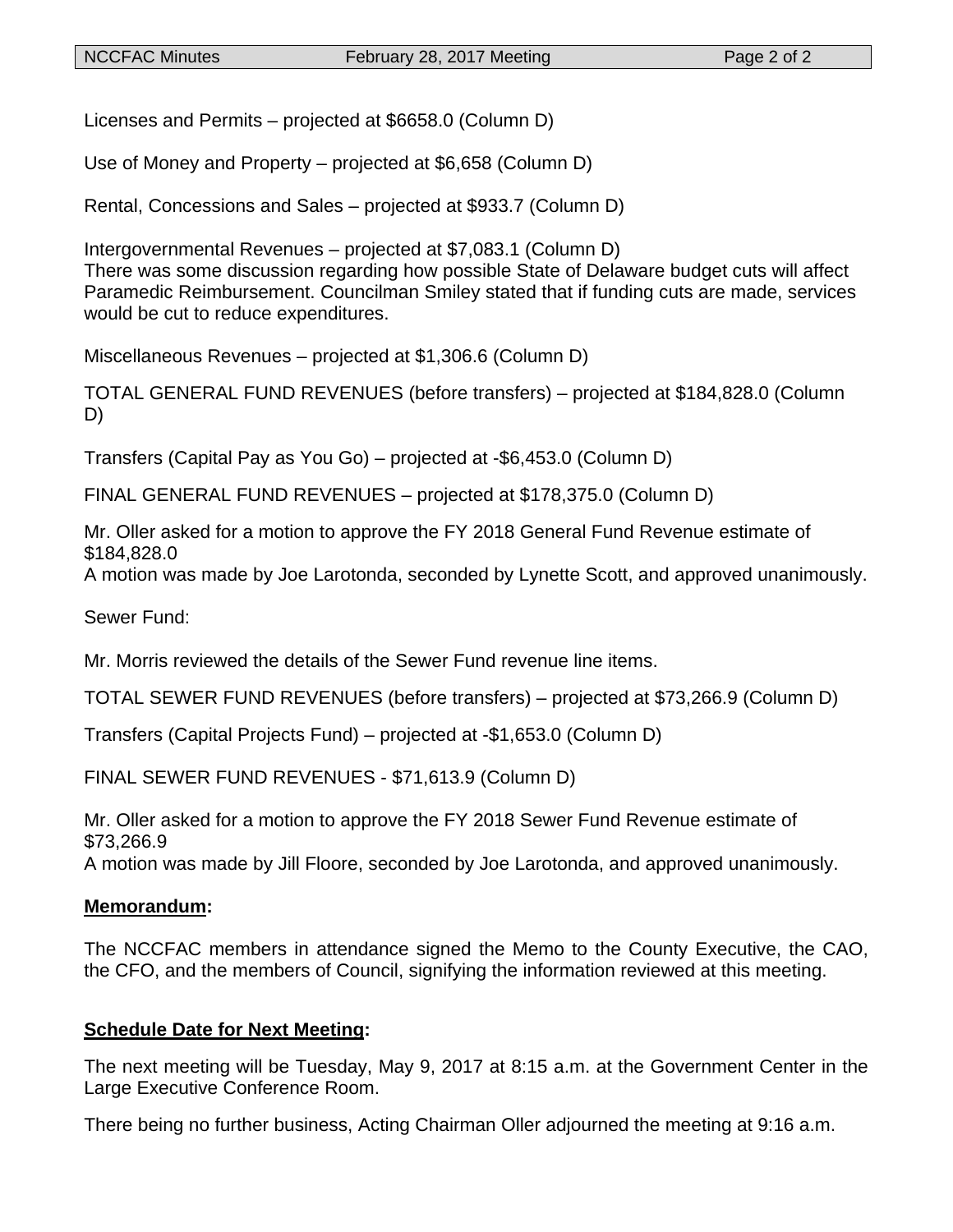Licenses and Permits – projected at $6658.0 (Column D)

Use of Money and Property – projected at $6,658 (Column D)

Rental, Concessions and Sales – projected at $933.7 (Column D)

Intergovernmental Revenues – projected at $7,083.1 (Column D)
There was some discussion regarding how possible State of Delaware budget cuts will affect Paramedic Reimbursement. Councilman Smiley stated that if funding cuts are made, services would be cut to reduce expenditures.

Miscellaneous Revenues – projected at $1,306.6 (Column D)

TOTAL GENERAL FUND REVENUES (before transfers) – projected at $184,828.0 (Column D)

Transfers (Capital Pay as You Go) – projected at -$6,453.0 (Column D)

FINAL GENERAL FUND REVENUES – projected at $178,375.0 (Column D)

Mr. Oller asked for a motion to approve the FY 2018 General Fund Revenue estimate of $184,828.0
A motion was made by Joe Larotonda, seconded by Lynette Scott, and approved unanimously.

Sewer Fund:

Mr. Morris reviewed the details of the Sewer Fund revenue line items.

TOTAL SEWER FUND REVENUES (before transfers) – projected at $73,266.9 (Column D)

Transfers (Capital Projects Fund) – projected at -$1,653.0 (Column D)

FINAL SEWER FUND REVENUES - $71,613.9 (Column D)

Mr. Oller asked for a motion to approve the FY 2018 Sewer Fund Revenue estimate of $73,266.9
A motion was made by Jill Floore, seconded by Joe Larotonda, and approved unanimously.

**Memorandum:**

The NCCFAC members in attendance signed the Memo to the County Executive, the CAO, the CFO, and the members of Council, signifying the information reviewed at this meeting.

**Schedule Date for Next Meeting:**

The next meeting will be Tuesday, May 9, 2017 at 8:15 a.m. at the Government Center in the Large Executive Conference Room.

There being no further business, Acting Chairman Oller adjourned the meeting at 9:16 a.m.